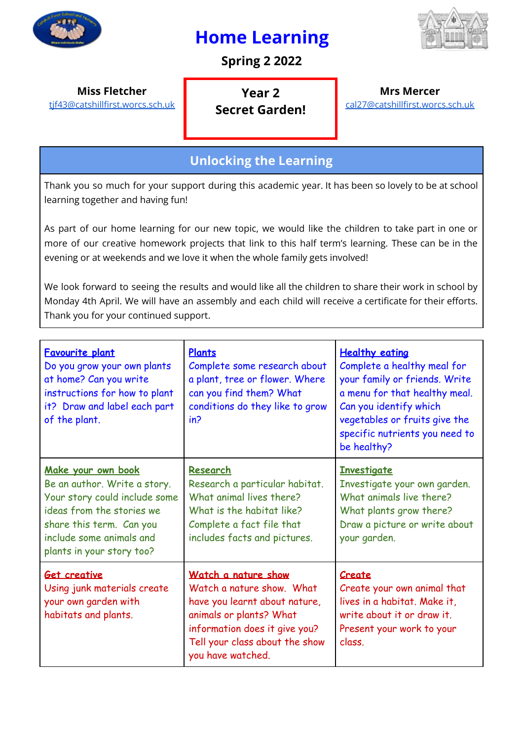# Home Learning

**Spring 2 2022**

| Miss Fletcher | Year 2 | Mrs Mercer |
| --- | --- | --- |
| tjf43@catshillfirst.worcs.sch.uk | Secret Garden! | cal27@catshillfirst.worcs.sch.uk |

## Unlocking the Learning

Thank you so much for your support during this academic year. It has been so lovely to be at school learning together and having fun!

As part of our home learning for our new topic, we would like the children to take part in one or more of our creative homework projects that link to this half term's learning. These can be in the evening or at weekends and we love it when the whole family gets involved!

We look forward to seeing the results and would like all the children to share their work in school by Monday 4th April. We will have an assembly and each child will receive a certificate for their efforts. Thank you for your continued support.

| | | |
| --- | --- | --- |
| **Favourite plant**<br>Do you grow your own plants at home? Can you write instructions for how to plant it? Draw and label each part of the plant. | **Plants**<br>Complete some research about a plant, tree or flower. Where can you find them? What conditions do they like to grow in? | **Healthy eating**<br>Complete a healthy meal for your family or friends. Write a menu for that healthy meal. Can you identify which vegetables or fruits give the specific nutrients you need to be healthy? |
| **Make your own book**<br>Be an author. Write a story. Your story could include some ideas from the stories we share this term. Can you include some animals and plants in your story too? | **Research**<br>Research a particular habitat. What animal lives there? What is the habitat like? Complete a fact file that includes facts and pictures. | **Investigate**<br>Investigate your own garden. What animals live there? What plants grow there? Draw a picture or write about your garden. |
| **Get creative**<br>Using junk materials create your own garden with habitats and plants. | **Watch a nature show**<br>Watch a nature show. What have you learnt about nature, animals or plants? What information does it give you? Tell your class about the show you have watched. | **Create**<br>Create your own animal that lives in a habitat. Make it, write about it or draw it. Present your work to your class. |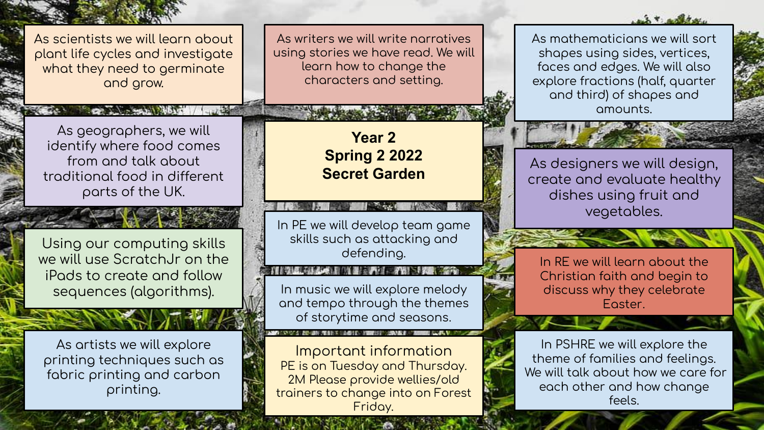# Year 2
# Spring 2 2022
# Secret Garden

As scientists we will learn about plant life cycles and investigate what they need to germinate and grow.

As geographers, we will identify where food comes from and talk about traditional food in different parts of the UK.

Using our computing skills we will use ScratchJr on the iPads to create and follow sequences (algorithms).

As artists we will explore printing techniques such as fabric printing and carbon printing.

As writers we will write narratives using stories we have read. We will learn how to change the characters and setting.

In PE we will develop team game skills such as attacking and defending.

In music we will explore melody and tempo through the themes of storytime and seasons.

As mathematicians we will sort shapes using sides, vertices, faces and edges. We will also explore fractions (half, quarter and third) of shapes and amounts.

As designers we will design, create and evaluate healthy dishes using fruit and vegetables.

In RE we will learn about the Christian faith and begin to discuss why they celebrate Easter.

In PSHRE we will explore the theme of families and feelings. We will talk about how we care for each other and how change feels.

## Important information

PE is on Tuesday and Thursday.
2M Please provide wellies/old trainers to change into on Forest Friday.